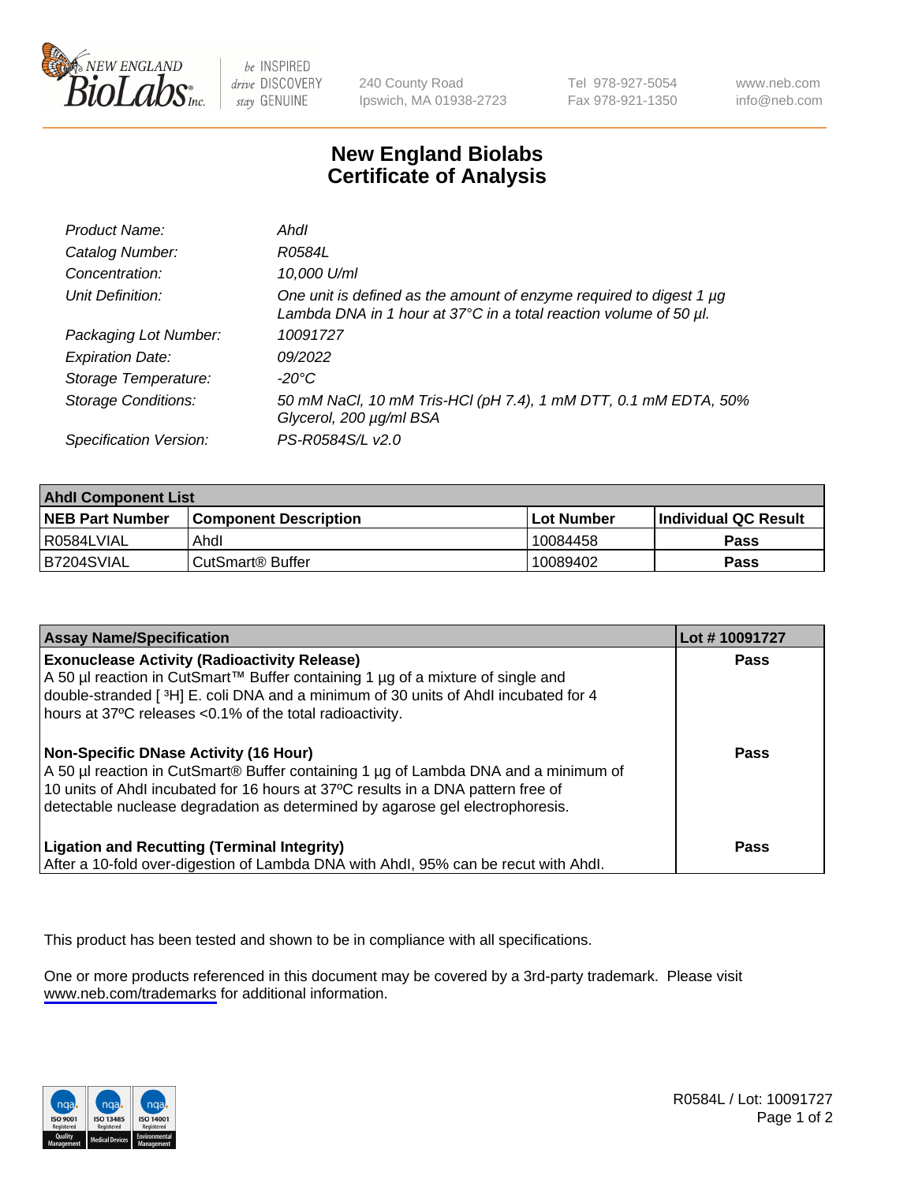240 County Road
Ipswich, MA 01938-2723

Tel 978-927-5054
Fax 978-921-1350

www.neb.com
info@neb.com

# New England Biolabs Certificate of Analysis

| | |
|---|---|
| *Product Name:* | *AhdI* |
| *Catalog Number:* | *R0584L* |
| *Concentration:* | *10,000 U/ml* |
| *Unit Definition:* | *One unit is defined as the amount of enzyme required to digest 1 µg Lambda DNA in 1 hour at 37°C in a total reaction volume of 50 µl.* |
| *Packaging Lot Number:* | *10091727* |
| *Expiration Date:* | *09/2022* |
| *Storage Temperature:* | *-20°C* |
| *Storage Conditions:* | *50 mM NaCl, 10 mM Tris-HCl (pH 7.4), 1 mM DTT, 0.1 mM EDTA, 50% Glycerol, 200 µg/ml BSA* |
| *Specification Version:* | *PS-R0584S/L v2.0* |

| AhdI Component List | | | |
|---|---|---|---|
| **NEB Part Number** | **Component Description** | **Lot Number** | **Individual QC Result** |
| R0584LVIAL | AhdI | 10084458 | **Pass** |
| B7204SVIAL | CutSmart® Buffer | 10089402 | **Pass** |

| Assay Name/Specification | Lot # 10091727 |
|---|---|
| **Exonuclease Activity (Radioactivity Release)** A 50 µl reaction in CutSmart™ Buffer containing 1 µg of a mixture of single and double-stranded [ $^3$H] E. coli DNA and a minimum of 30 units of AhdI incubated for 4 hours at 37ºC releases <0.1% of the total radioactivity. | **Pass** |
| **Non-Specific DNase Activity (16 Hour)** A 50 µl reaction in CutSmart® Buffer containing 1 µg of Lambda DNA and a minimum of 10 units of AhdI incubated for 16 hours at 37ºC results in a DNA pattern free of detectable nuclease degradation as determined by agarose gel electrophoresis. | **Pass** |
| **Ligation and Recutting (Terminal Integrity)** After a 10-fold over-digestion of Lambda DNA with AhdI, 95% can be recut with AhdI. | **Pass** |

This product has been tested and shown to be in compliance with all specifications.

One or more products referenced in this document may be covered by a 3rd-party trademark. Please visit www.neb.com/trademarks for additional information.

R0584L / Lot: 10091727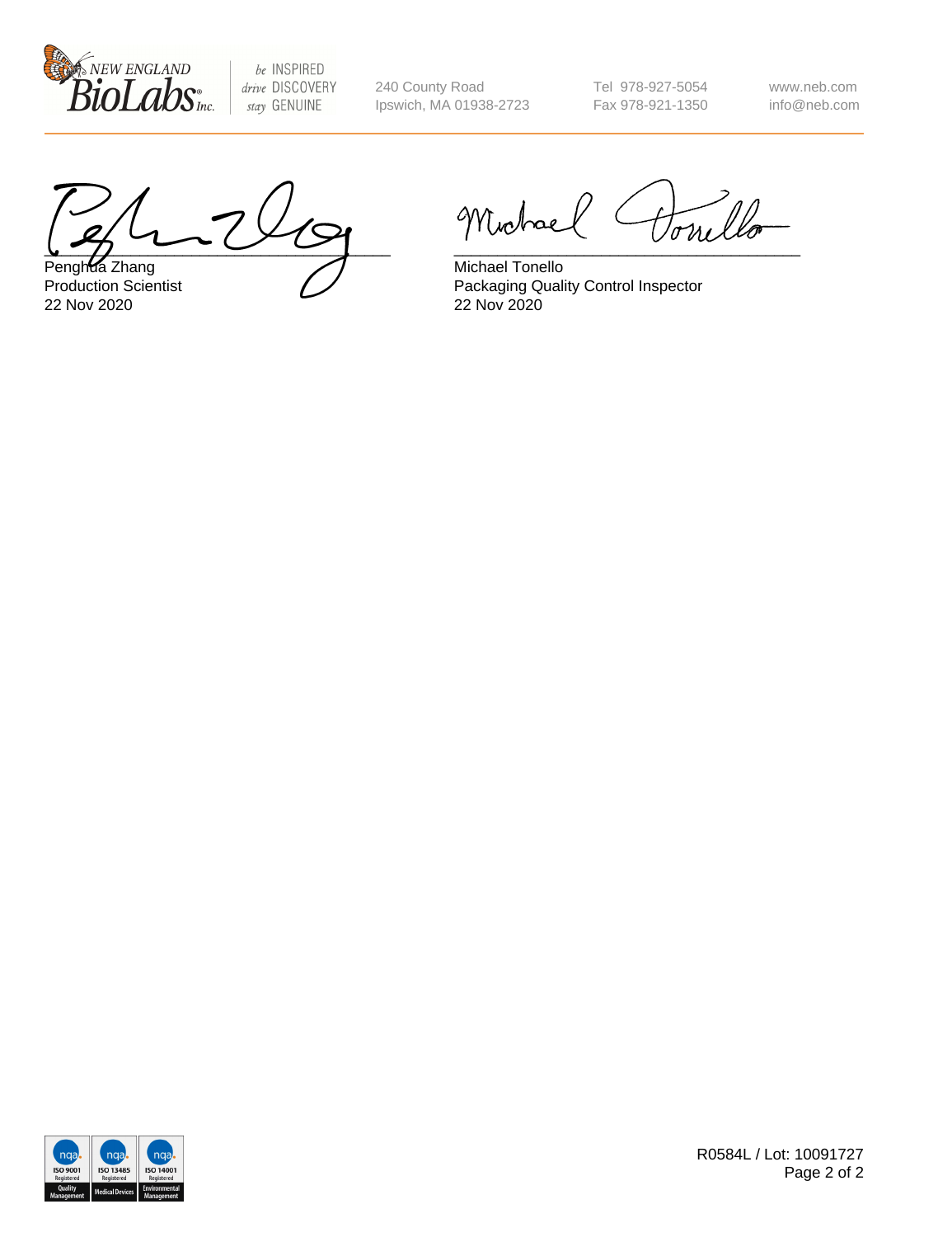Penghua Zhang
Production Scientist
22 Nov 2020

Michael Tonello
Packaging Quality Control Inspector
22 Nov 2020

R0584L / Lot: 10091727